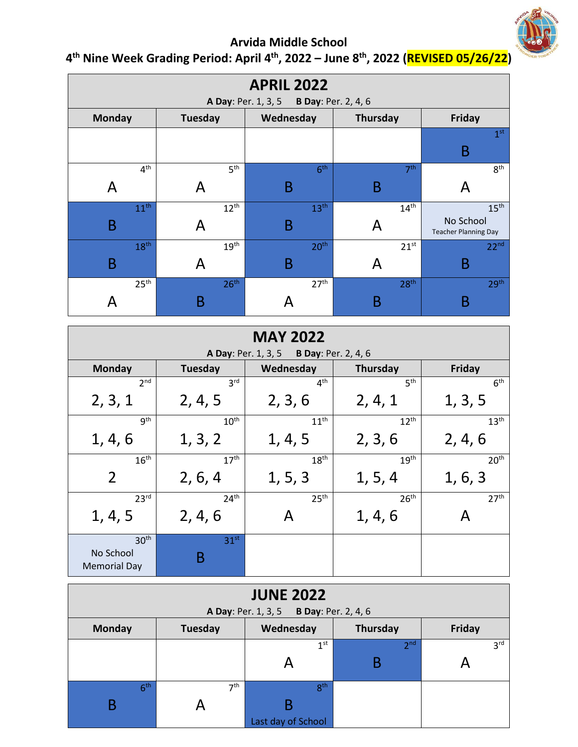# Arvida Middle School

## 4th Nine Week Grading Period: April 4th, 2022 – June 8th, 2022 (REVISED 05/26/22)

| APRIL 2022 | | | | |
|---|---|---|---|---|
| **A Day**: Per. 1, 3, 5 **B Day**: Per. 2, 4, 6 | | | | |
| **Monday** | **Tuesday** | **Wednesday** | **Thursday** | **Friday** |
| | | | | 1st B |
| 4th A | 5th A | 6th B | 7th B | 8th A |
| 11th B | 12th A | 13th B | 14th A | 15th No School Teacher Planning Day |
| 18th B | 19th A | 20th B | 21st A | 22nd B |
| 25th A | 26th B | 27th A | 28th B | 29th B |

| MAY 2022 | | | | |
|---|---|---|---|---|
| **A Day**: Per. 1, 3, 5 **B Day**: Per. 2, 4, 6 | | | | |
| **Monday** | **Tuesday** | **Wednesday** | **Thursday** | **Friday** |
| 2nd 2, 3, 1 | 3rd 2, 4, 5 | 4th 2, 3, 6 | 5th 2, 4, 1 | 6th 1, 3, 5 |
| 9th 1, 4, 6 | 10th 1, 3, 2 | 11th 1, 4, 5 | 12th 2, 3, 6 | 13th 2, 4, 6 |
| 16th 2 | 17th 2, 6, 4 | 18th 1, 5, 3 | 19th 1, 5, 4 | 20th 1, 6, 3 |
| 23rd 1, 4, 5 | 24th 2, 4, 6 | 25th A | 26th 1, 4, 6 | 27th A |
| 30th No School Memorial Day | 31st B | | | |

| JUNE 2022 | | | | |
|---|---|---|---|---|
| **A Day**: Per. 1, 3, 5 **B Day**: Per. 2, 4, 6 | | | | |
| **Monday** | **Tuesday** | **Wednesday** | **Thursday** | **Friday** |
| | | 1st A | 2nd B | 3rd A |
| 6th B | 7th A | 8th B Last day of School | | |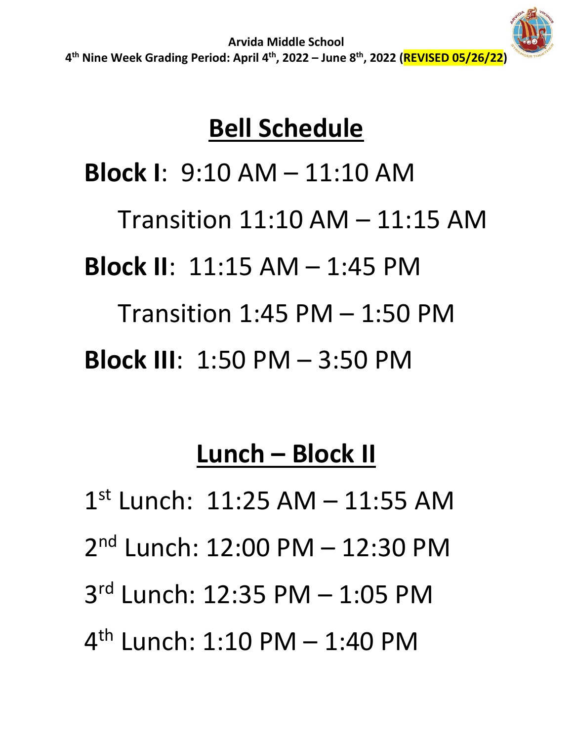**Arvida Middle School**
**4th Nine Week Grading Period: April 4th, 2022 – June 8th, 2022 (REVISED 05/26/22)**

# Bell Schedule

**Block I**: 9:10 AM – 11:10 AM

Transition 11:10 AM – 11:15 AM

**Block II**: 11:15 AM – 1:45 PM

Transition 1:45 PM – 1:50 PM

**Block III**: 1:50 PM – 3:50 PM

# Lunch – Block II

1st Lunch: 11:25 AM – 11:55 AM

2nd Lunch: 12:00 PM – 12:30 PM

3rd Lunch: 12:35 PM – 1:05 PM

4th Lunch: 1:10 PM – 1:40 PM